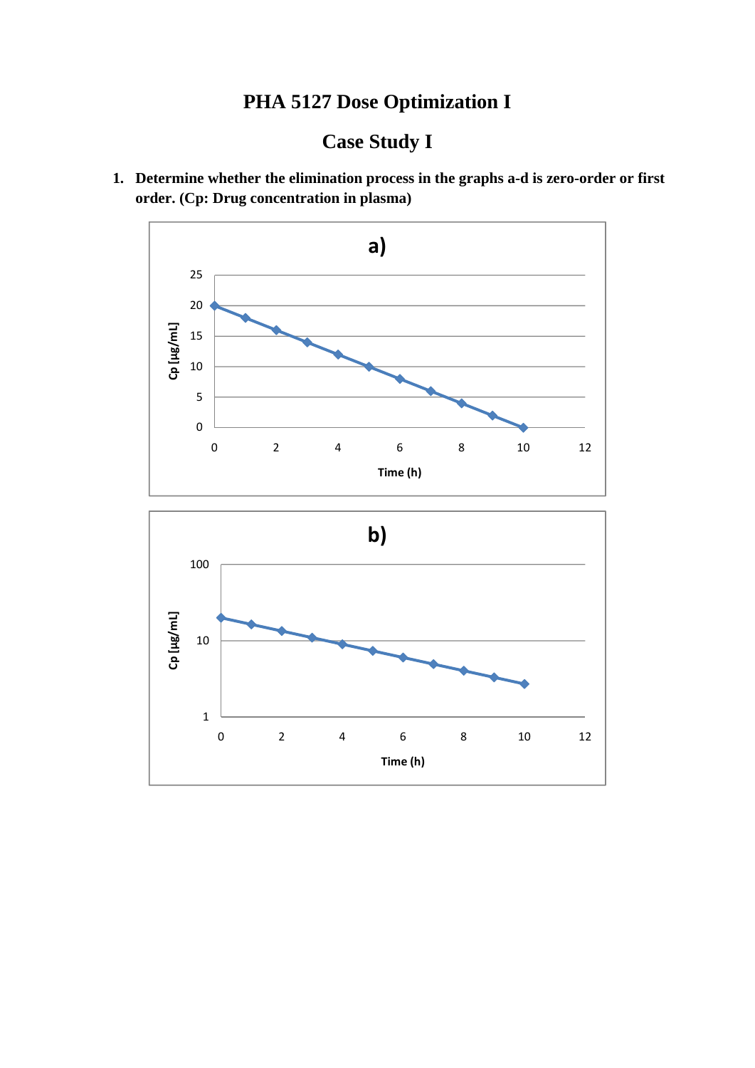# PHA 5127 Dose Optimization I

## Case Study I

1. **Determine whether the elimination process in the graphs a-d is zero-order or first order. (Cp: Drug concentration in plasma)**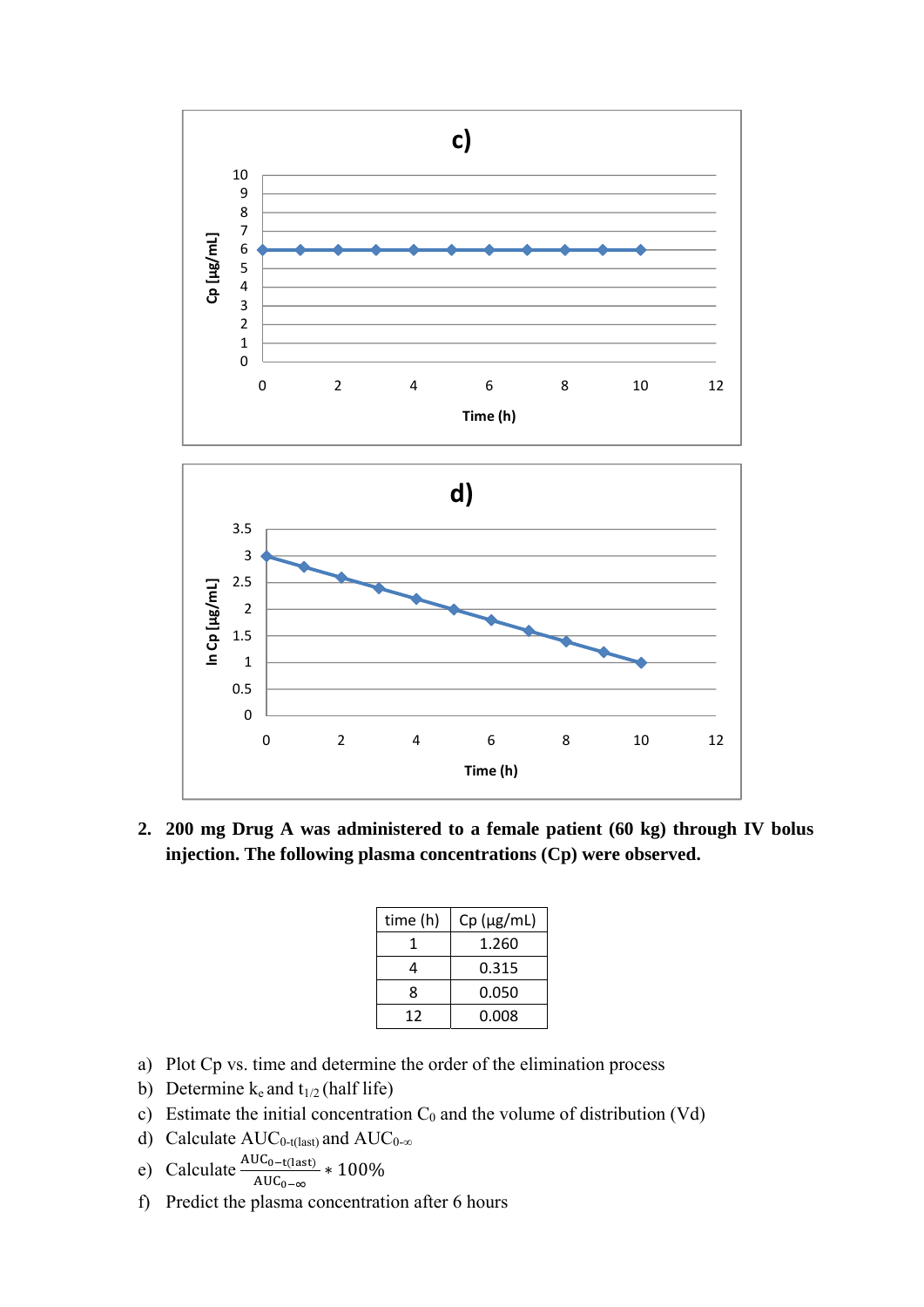**c)**

| Time (h) | Cp [µg/mL] |
|---|---|
| 0 | 6 |
| 1 | 6 |
| 2 | 6 |
| 3 | 6 |
| 4 | 6 |
| 5 | 6 |
| 6 | 6 |
| 7 | 6 |
| 8 | 6 |
| 9 | 6 |
| 10 | 6 |

**d)**

| Time (h) | ln Cp [µg/mL] |
|---|---|
| 0 | 3 |
| 1 | 2.8 |
| 2 | 2.6 |
| 3 | 2.4 |
| 4 | 2.2 |
| 5 | 2 |
| 6 | 1.8 |
| 7 | 1.6 |
| 8 | 1.4 |
| 9 | 1.2 |
| 10 | 1 |

2. **200 mg Drug A was administered to a female patient (60 kg) through IV bolus injection. The following plasma concentrations (Cp) were observed.**

| time (h) | Cp (µg/mL) |
|---|---|
| 1 | 1.260 |
| 4 | 0.315 |
| 8 | 0.050 |
| 12 | 0.008 |

a) Plot Cp vs. time and determine the order of the elimination process

b) Determine $k_e$ and $t_{1/2}$ (half life)

c) Estimate the initial concentration $C_0$ and the volume of distribution (Vd)

d) Calculate $AUC_{0\text{-}t(last)}$ and $AUC_{0\text{-}\infty}$

e) Calculate $\frac{AUC_{0-t(last)}}{AUC_{0-\infty}} * 100\%$

f) Predict the plasma concentration after 6 hours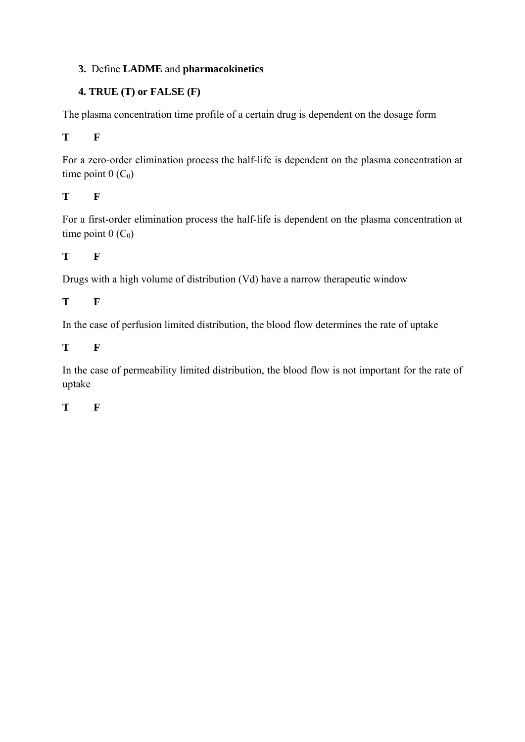**3.** Define **LADME** and **pharmacokinetics**

**4. TRUE (T) or FALSE (F)**

The plasma concentration time profile of a certain drug is dependent on the dosage form

**T F**

For a zero-order elimination process the half-life is dependent on the plasma concentration at time point 0 ($C_0$)

**T F**

For a first-order elimination process the half-life is dependent on the plasma concentration at time point 0 ($C_0$)

**T F**

Drugs with a high volume of distribution (Vd) have a narrow therapeutic window

**T F**

In the case of perfusion limited distribution, the blood flow determines the rate of uptake

**T F**

In the case of permeability limited distribution, the blood flow is not important for the rate of uptake

**T F**